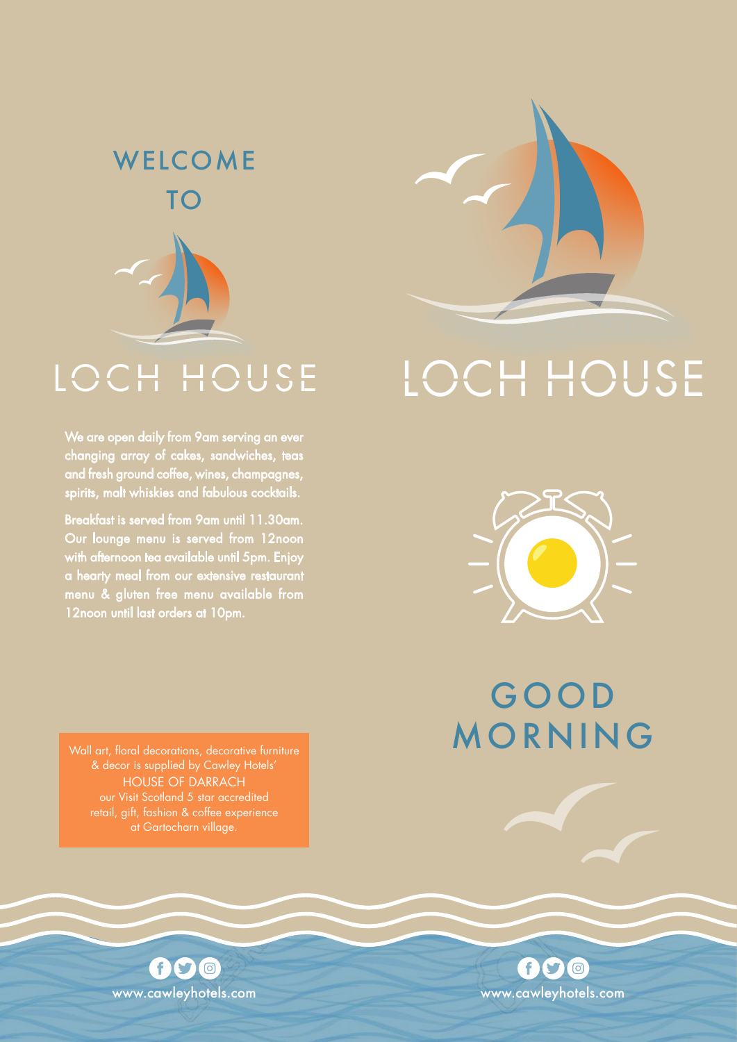# WELCOME TO

# LOCH HOUSE

We are open daily from 9am serving an ever changing array of cakes, sandwiches, teas and fresh ground coffee, wines, champagnes, spirits, malt whiskies and fabulous cocktails.

Breakfast is served from 9am until 11.30am. Our lounge menu is served from 12noon with afternoon tea available until 5pm. Enjoy a hearty meal from our extensive restaurant menu & gluten free menu available from 12noon until last orders at 10pm.

Wall art, floral decorations, decorative furniture & decor is supplied by Cawley Hotels' HOUSE OF DARRACH our Visit Scotland 5 star accredited retail, gift, fashion & coffee experience at Gartocharn village.

www.cawleyhotels.com

# LOCH HOUSE

# GOOD MORNING

www.cawleyhotels.com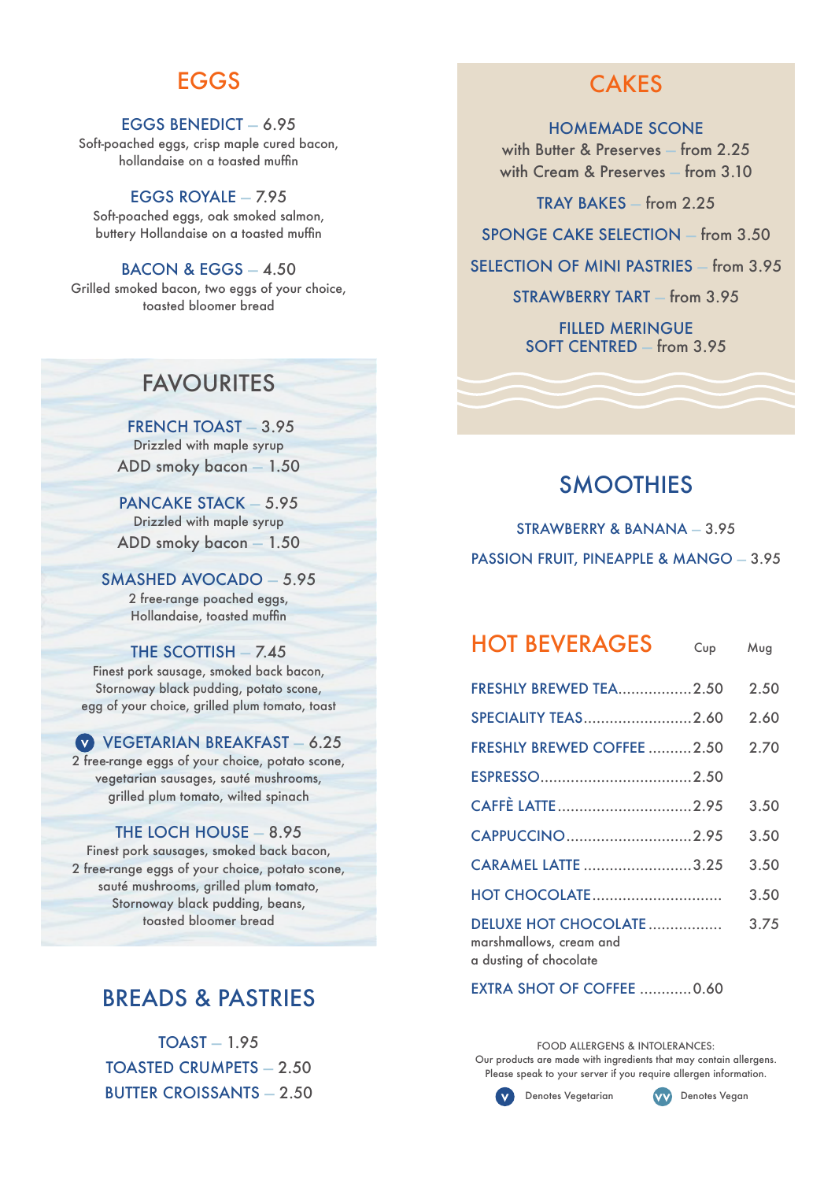## EGGS

**EGGS BENEDICT** – 6.95
Soft-poached eggs, crisp maple cured bacon, hollandaise on a toasted muffin

**EGGS ROYALE** – 7.95
Soft-poached eggs, oak smoked salmon, buttery Hollandaise on a toasted muffin

**BACON & EGGS** – 4.50
Grilled smoked bacon, two eggs of your choice, toasted bloomer bread

## FAVOURITES

**FRENCH TOAST** – 3.95
Drizzled with maple syrup
ADD smoky bacon – 1.50

**PANCAKE STACK** – 5.95
Drizzled with maple syrup
ADD smoky bacon – 1.50

**SMASHED AVOCADO** – 5.95
2 free-range poached eggs, Hollandaise, toasted muffin

**THE SCOTTISH** – 7.45
Finest pork sausage, smoked back bacon, Stornoway black pudding, potato scone, egg of your choice, grilled plum tomato, toast

(V) **VEGETARIAN BREAKFAST** – 6.25
2 free-range eggs of your choice, potato scone, vegetarian sausages, sauté mushrooms, grilled plum tomato, wilted spinach

**THE LOCH HOUSE** – 8.95
Finest pork sausages, smoked back bacon, 2 free-range eggs of your choice, potato scone, sauté mushrooms, grilled plum tomato, Stornoway black pudding, beans, toasted bloomer bread

## BREADS & PASTRIES

**TOAST** – 1.95
**TOASTED CRUMPETS** – 2.50
**BUTTER CROISSANTS** – 2.50

## CAKES

**HOMEMADE SCONE**
with Butter & Preserves – from 2.25
with Cream & Preserves – from 3.10

**TRAY BAKES** – from 2.25

**SPONGE CAKE SELECTION** – from 3.50

**SELECTION OF MINI PASTRIES** – from 3.95

**STRAWBERRY TART** – from 3.95

**FILLED MERINGUE SOFT CENTRED** – from 3.95

## SMOOTHIES

**STRAWBERRY & BANANA** – 3.95
**PASSION FRUIT, PINEAPPLE & MANGO** – 3.95

## HOT BEVERAGES

| | Cup | Mug |
|---|---|---|
| FRESHLY BREWED TEA | 2.50 | 2.50 |
| SPECIALITY TEAS | 2.60 | 2.60 |
| FRESHLY BREWED COFFEE | 2.50 | 2.70 |
| ESPRESSO | 2.50 | |
| CAFFÈ LATTE | 2.95 | 3.50 |
| CAPPUCCINO | 2.95 | 3.50 |
| CARAMEL LATTE | 3.25 | 3.50 |
| HOT CHOCOLATE | | 3.50 |
| DELUXE HOT CHOCOLATE marshmallows, cream and a dusting of chocolate | | 3.75 |
| EXTRA SHOT OF COFFEE | 0.60 | |

FOOD ALLERGENS & INTOLERANCES:
Our products are made with ingredients that may contain allergens. Please speak to your server if you require allergen information.

(V) Denotes Vegetarian (VV) Denotes Vegan